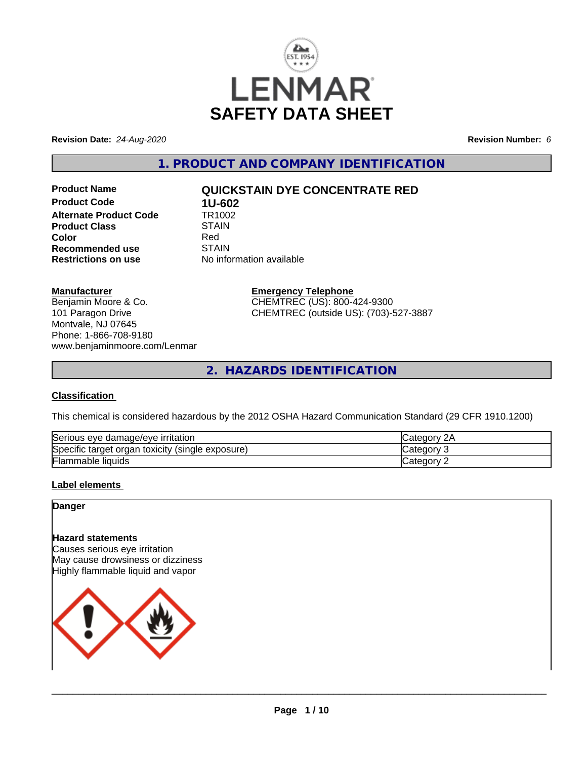# LENMAR SAFETY DATA SHEET

**Revision Date:** *24-Aug-2020* **Revision Number:** *6*

## 1. PRODUCT AND COMPANY IDENTIFICATION

| | |
|---|---|
| **Product Name** | **QUICKSTAIN DYE CONCENTRATE RED** |
| **Product Code** | **1U-602** |
| **Alternate Product Code** | TR1002 |
| **Product Class** | STAIN |
| **Color** | Red |
| **Recommended use** | STAIN |
| **Restrictions on use** | No information available |

**Manufacturer**
Benjamin Moore & Co.
101 Paragon Drive
Montvale, NJ 07645
Phone: 1-866-708-9180
www.benjaminmoore.com/Lenmar

**Emergency Telephone**
CHEMTREC (US): 800-424-9300
CHEMTREC (outside US): (703)-527-3887

## 2. HAZARDS IDENTIFICATION

### Classification

This chemical is considered hazardous by the 2012 OSHA Hazard Communication Standard (29 CFR 1910.1200)

| | |
|---|---|
| Serious eye damage/eye irritation | Category 2A |
| Specific target organ toxicity (single exposure) | Category 3 |
| Flammable liquids | Category 2 |

### Label elements

**Danger**

**Hazard statements**
Causes serious eye irritation
May cause drowsiness or dizziness
Highly flammable liquid and vapor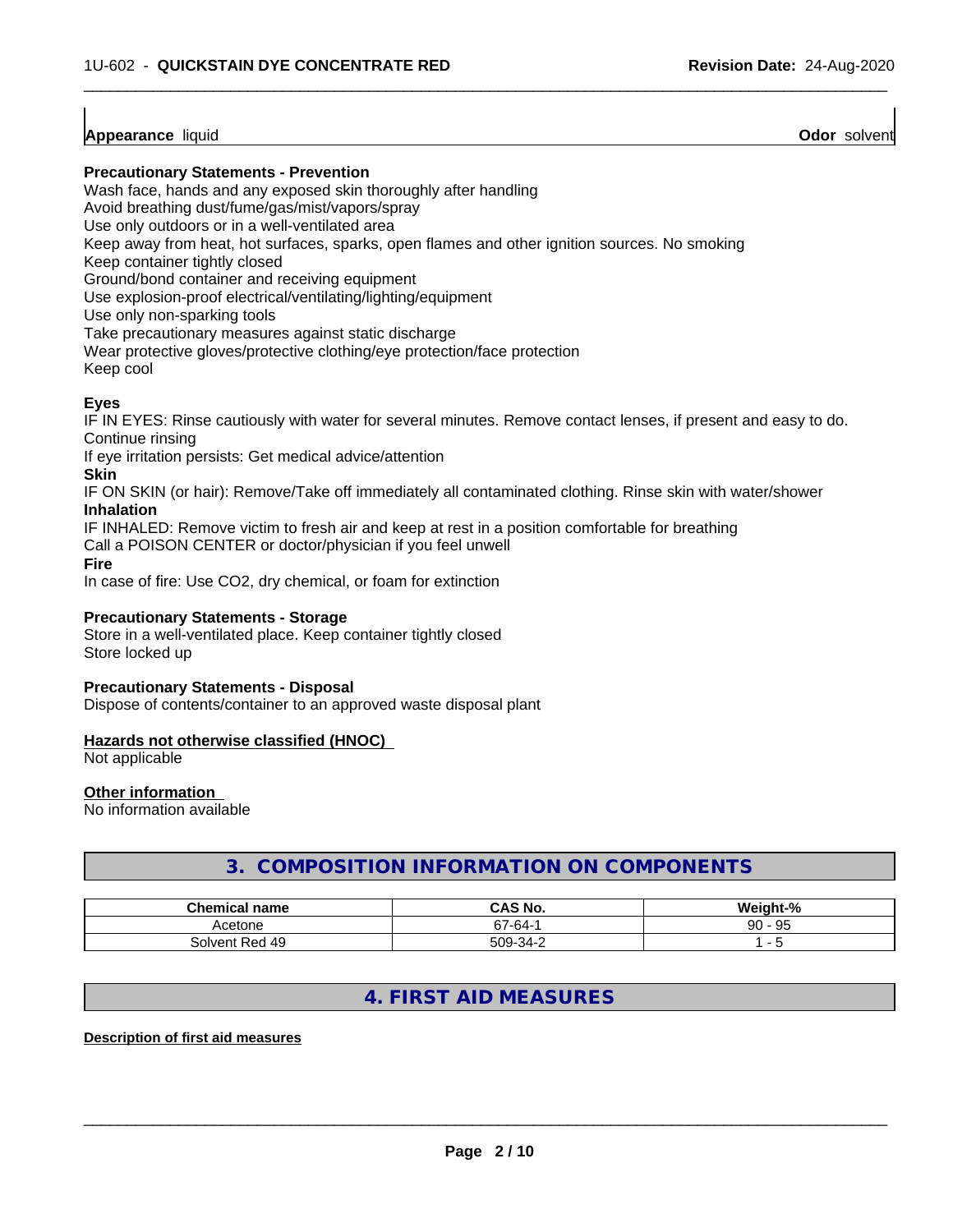**Appearance** liquid **Odor** solvent

**Precautionary Statements - Prevention**

Wash face, hands and any exposed skin thoroughly after handling
Avoid breathing dust/fume/gas/mist/vapors/spray
Use only outdoors or in a well-ventilated area
Keep away from heat, hot surfaces, sparks, open flames and other ignition sources. No smoking
Keep container tightly closed
Ground/bond container and receiving equipment
Use explosion-proof electrical/ventilating/lighting/equipment
Use only non-sparking tools
Take precautionary measures against static discharge
Wear protective gloves/protective clothing/eye protection/face protection
Keep cool

**Eyes**

IF IN EYES: Rinse cautiously with water for several minutes. Remove contact lenses, if present and easy to do. Continue rinsing
If eye irritation persists: Get medical advice/attention

**Skin**

IF ON SKIN (or hair): Remove/Take off immediately all contaminated clothing. Rinse skin with water/shower

**Inhalation**

IF INHALED: Remove victim to fresh air and keep at rest in a position comfortable for breathing
Call a POISON CENTER or doctor/physician if you feel unwell

**Fire**

In case of fire: Use CO2, dry chemical, or foam for extinction

**Precautionary Statements - Storage**

Store in a well-ventilated place. Keep container tightly closed
Store locked up

**Precautionary Statements - Disposal**

Dispose of contents/container to an approved waste disposal plant

**Hazards not otherwise classified (HNOC)**

Not applicable

**Other information**

No information available

## 3. COMPOSITION INFORMATION ON COMPONENTS

| Chemical name | CAS No. | Weight-% |
|---|---|---|
| Acetone | 67-64-1 | 90 - 95 |
| Solvent Red 49 | 509-34-2 | 1 - 5 |

## 4. FIRST AID MEASURES

**Description of first aid measures**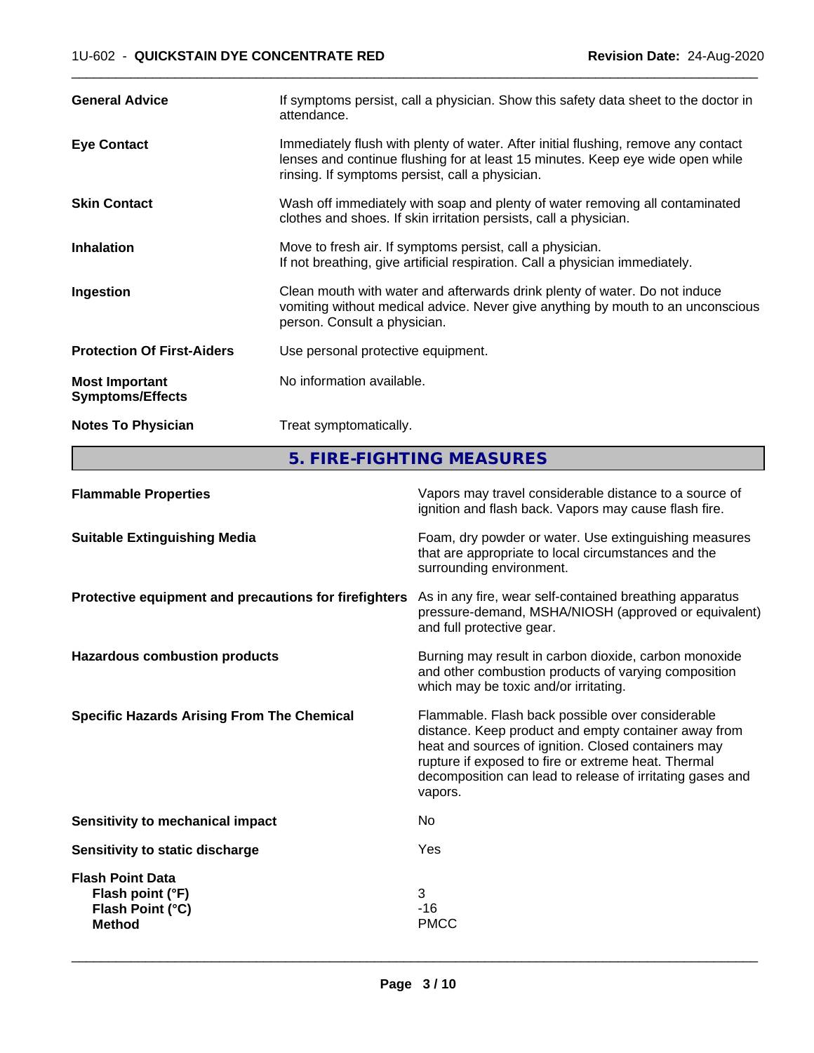| | |
|---|---|
| **General Advice** | If symptoms persist, call a physician. Show this safety data sheet to the doctor in attendance. |
| **Eye Contact** | Immediately flush with plenty of water. After initial flushing, remove any contact lenses and continue flushing for at least 15 minutes. Keep eye wide open while rinsing. If symptoms persist, call a physician. |
| **Skin Contact** | Wash off immediately with soap and plenty of water removing all contaminated clothes and shoes. If skin irritation persists, call a physician. |
| **Inhalation** | Move to fresh air. If symptoms persist, call a physician. If not breathing, give artificial respiration. Call a physician immediately. |
| **Ingestion** | Clean mouth with water and afterwards drink plenty of water. Do not induce vomiting without medical advice. Never give anything by mouth to an unconscious person. Consult a physician. |
| **Protection Of First-Aiders** | Use personal protective equipment. |
| **Most Important Symptoms/Effects** | No information available. |
| **Notes To Physician** | Treat symptomatically. |

## 5. FIRE-FIGHTING MEASURES

| | |
|---|---|
| **Flammable Properties** | Vapors may travel considerable distance to a source of ignition and flash back. Vapors may cause flash fire. |
| **Suitable Extinguishing Media** | Foam, dry powder or water. Use extinguishing measures that are appropriate to local circumstances and the surrounding environment. |
| **Protective equipment and precautions for firefighters** | As in any fire, wear self-contained breathing apparatus pressure-demand, MSHA/NIOSH (approved or equivalent) and full protective gear. |
| **Hazardous combustion products** | Burning may result in carbon dioxide, carbon monoxide and other combustion products of varying composition which may be toxic and/or irritating. |
| **Specific Hazards Arising From The Chemical** | Flammable. Flash back possible over considerable distance. Keep product and empty container away from heat and sources of ignition. Closed containers may rupture if exposed to fire or extreme heat. Thermal decomposition can lead to release of irritating gases and vapors. |
| **Sensitivity to mechanical impact** | No |
| **Sensitivity to static discharge** | Yes |

**Flash Point Data**

| | |
|---|---|
| **Flash point (°F)** | 3 |
| **Flash Point (°C)** | -16 |
| **Method** | PMCC |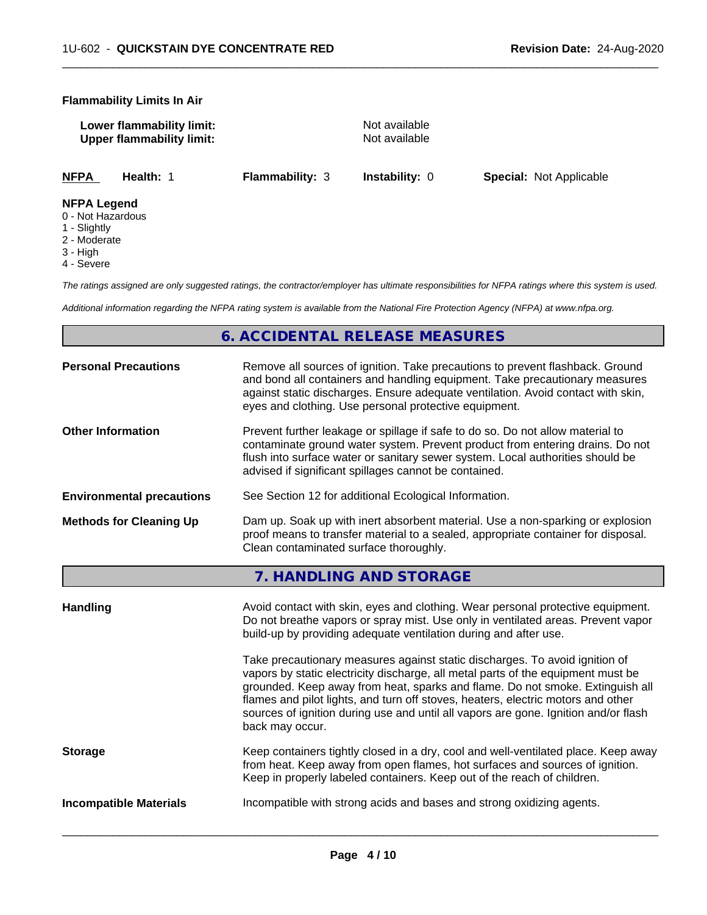**Flammability Limits In Air**

| | |
|---|---|
| **Lower flammability limit:** | Not available |
| **Upper flammability limit:** | Not available |

| **NFPA** | **Health:** 1 | **Flammability:** 3 | **Instability:** 0 | **Special:** Not Applicable |
|---|---|---|---|---|

**NFPA Legend**

- 0 - Not Hazardous
- 1 - Slightly
- 2 - Moderate
- 3 - High
- 4 - Severe

*The ratings assigned are only suggested ratings, the contractor/employer has ultimate responsibilities for NFPA ratings where this system is used.*

*Additional information regarding the NFPA rating system is available from the National Fire Protection Agency (NFPA) at www.nfpa.org.*

## 6. ACCIDENTAL RELEASE MEASURES

| | |
|---|---|
| **Personal Precautions** | Remove all sources of ignition. Take precautions to prevent flashback. Ground and bond all containers and handling equipment. Take precautionary measures against static discharges. Ensure adequate ventilation. Avoid contact with skin, eyes and clothing. Use personal protective equipment. |
| **Other Information** | Prevent further leakage or spillage if safe to do so. Do not allow material to contaminate ground water system. Prevent product from entering drains. Do not flush into surface water or sanitary sewer system. Local authorities should be advised if significant spillages cannot be contained. |
| **Environmental precautions** | See Section 12 for additional Ecological Information. |
| **Methods for Cleaning Up** | Dam up. Soak up with inert absorbent material. Use a non-sparking or explosion proof means to transfer material to a sealed, appropriate container for disposal. Clean contaminated surface thoroughly. |

## 7. HANDLING AND STORAGE

| | |
|---|---|
| **Handling** | Avoid contact with skin, eyes and clothing. Wear personal protective equipment. Do not breathe vapors or spray mist. Use only in ventilated areas. Prevent vapor build-up by providing adequate ventilation during and after use.<br><br>Take precautionary measures against static discharges. To avoid ignition of vapors by static electricity discharge, all metal parts of the equipment must be grounded. Keep away from heat, sparks and flame. Do not smoke. Extinguish all flames and pilot lights, and turn off stoves, heaters, electric motors and other sources of ignition during use and until all vapors are gone. Ignition and/or flash back may occur. |
| **Storage** | Keep containers tightly closed in a dry, cool and well-ventilated place. Keep away from heat. Keep away from open flames, hot surfaces and sources of ignition. Keep in properly labeled containers. Keep out of the reach of children. |
| **Incompatible Materials** | Incompatible with strong acids and bases and strong oxidizing agents. |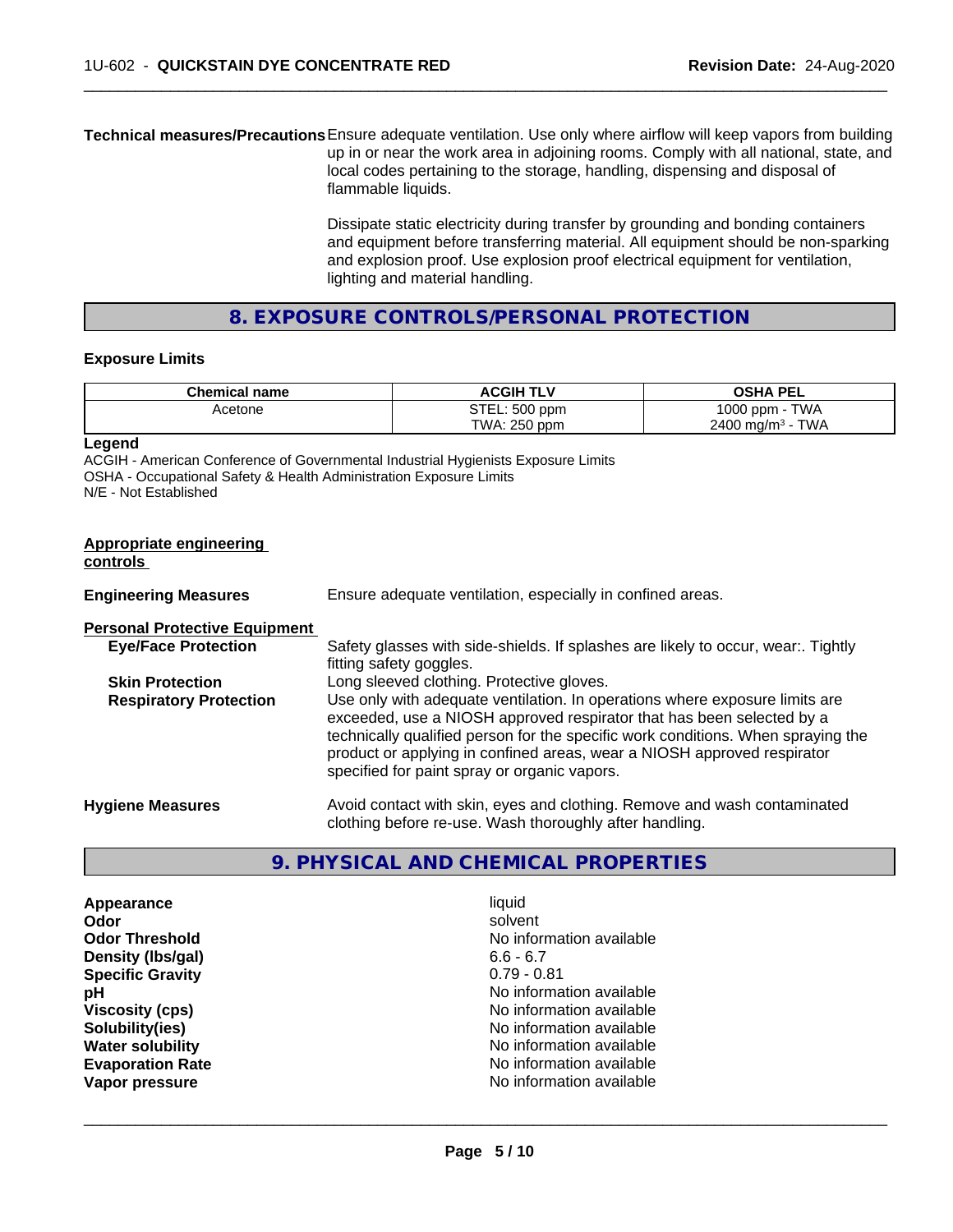**Technical measures/Precautions** Ensure adequate ventilation. Use only where airflow will keep vapors from building up in or near the work area in adjoining rooms. Comply with all national, state, and local codes pertaining to the storage, handling, dispensing and disposal of flammable liquids.

Dissipate static electricity during transfer by grounding and bonding containers and equipment before transferring material. All equipment should be non-sparking and explosion proof. Use explosion proof electrical equipment for ventilation, lighting and material handling.

## 8. EXPOSURE CONTROLS/PERSONAL PROTECTION

### Exposure Limits

| Chemical name | ACGIH TLV | OSHA PEL |
|---|---|---|
| Acetone | STEL: 500 ppm<br>TWA: 250 ppm | 1000 ppm - TWA<br>2400 $mg/m^3$ - TWA |

**Legend**
ACGIH - American Conference of Governmental Industrial Hygienists Exposure Limits
OSHA - Occupational Safety & Health Administration Exposure Limits
N/E - Not Established

**Appropriate engineering controls**

**Engineering Measures** Ensure adequate ventilation, especially in confined areas.

**Personal Protective Equipment**

**Eye/Face Protection** Safety glasses with side-shields. If splashes are likely to occur, wear:. Tightly fitting safety goggles.

**Skin Protection** Long sleeved clothing. Protective gloves.

**Respiratory Protection** Use only with adequate ventilation. In operations where exposure limits are exceeded, use a NIOSH approved respirator that has been selected by a technically qualified person for the specific work conditions. When spraying the product or applying in confined areas, wear a NIOSH approved respirator specified for paint spray or organic vapors.

**Hygiene Measures** Avoid contact with skin, eyes and clothing. Remove and wash contaminated clothing before re-use. Wash thoroughly after handling.

## 9. PHYSICAL AND CHEMICAL PROPERTIES

| | |
|---|---|
| **Appearance** | liquid |
| **Odor** | solvent |
| **Odor Threshold** | No information available |
| **Density (lbs/gal)** | 6.6 - 6.7 |
| **Specific Gravity** | 0.79 - 0.81 |
| **pH** | No information available |
| **Viscosity (cps)** | No information available |
| **Solubility(ies)** | No information available |
| **Water solubility** | No information available |
| **Evaporation Rate** | No information available |
| **Vapor pressure** | No information available |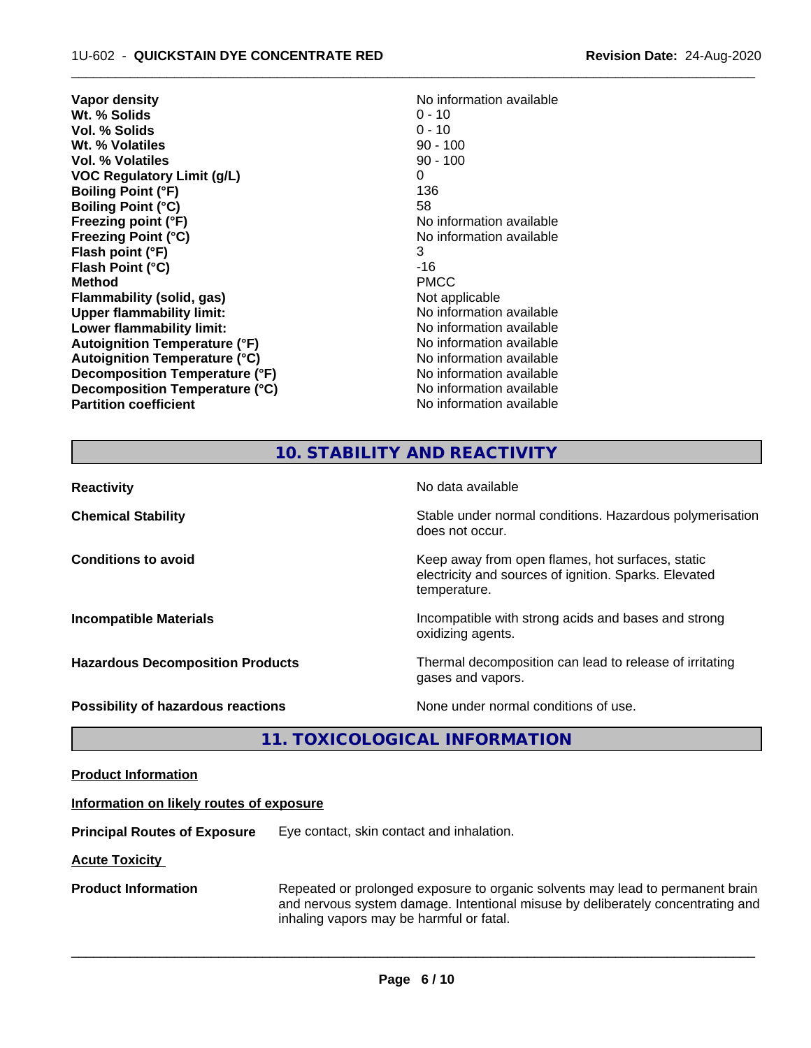| | |
|---|---|
| **Vapor density** | No information available |
| **Wt. % Solids** | 0 - 10 |
| **Vol. % Solids** | 0 - 10 |
| **Wt. % Volatiles** | 90 - 100 |
| **Vol. % Volatiles** | 90 - 100 |
| **VOC Regulatory Limit (g/L)** | 0 |
| **Boiling Point (°F)** | 136 |
| **Boiling Point (°C)** | 58 |
| **Freezing point (°F)** | No information available |
| **Freezing Point (°C)** | No information available |
| **Flash point (°F)** | 3 |
| **Flash Point (°C)** | -16 |
| **Method** | PMCC |
| **Flammability (solid, gas)** | Not applicable |
| **Upper flammability limit:** | No information available |
| **Lower flammability limit:** | No information available |
| **Autoignition Temperature (°F)** | No information available |
| **Autoignition Temperature (°C)** | No information available |
| **Decomposition Temperature (°F)** | No information available |
| **Decomposition Temperature (°C)** | No information available |
| **Partition coefficient** | No information available |

## 10. STABILITY AND REACTIVITY

| | |
|---|---|
| **Reactivity** | No data available |
| **Chemical Stability** | Stable under normal conditions. Hazardous polymerisation does not occur. |
| **Conditions to avoid** | Keep away from open flames, hot surfaces, static electricity and sources of ignition. Sparks. Elevated temperature. |
| **Incompatible Materials** | Incompatible with strong acids and bases and strong oxidizing agents. |
| **Hazardous Decomposition Products** | Thermal decomposition can lead to release of irritating gases and vapors. |
| **Possibility of hazardous reactions** | None under normal conditions of use. |

## 11. TOXICOLOGICAL INFORMATION

**Product Information**

**Information on likely routes of exposure**

**Principal Routes of Exposure** Eye contact, skin contact and inhalation.

**Acute Toxicity**

**Product Information** Repeated or prolonged exposure to organic solvents may lead to permanent brain and nervous system damage. Intentional misuse by deliberately concentrating and inhaling vapors may be harmful or fatal.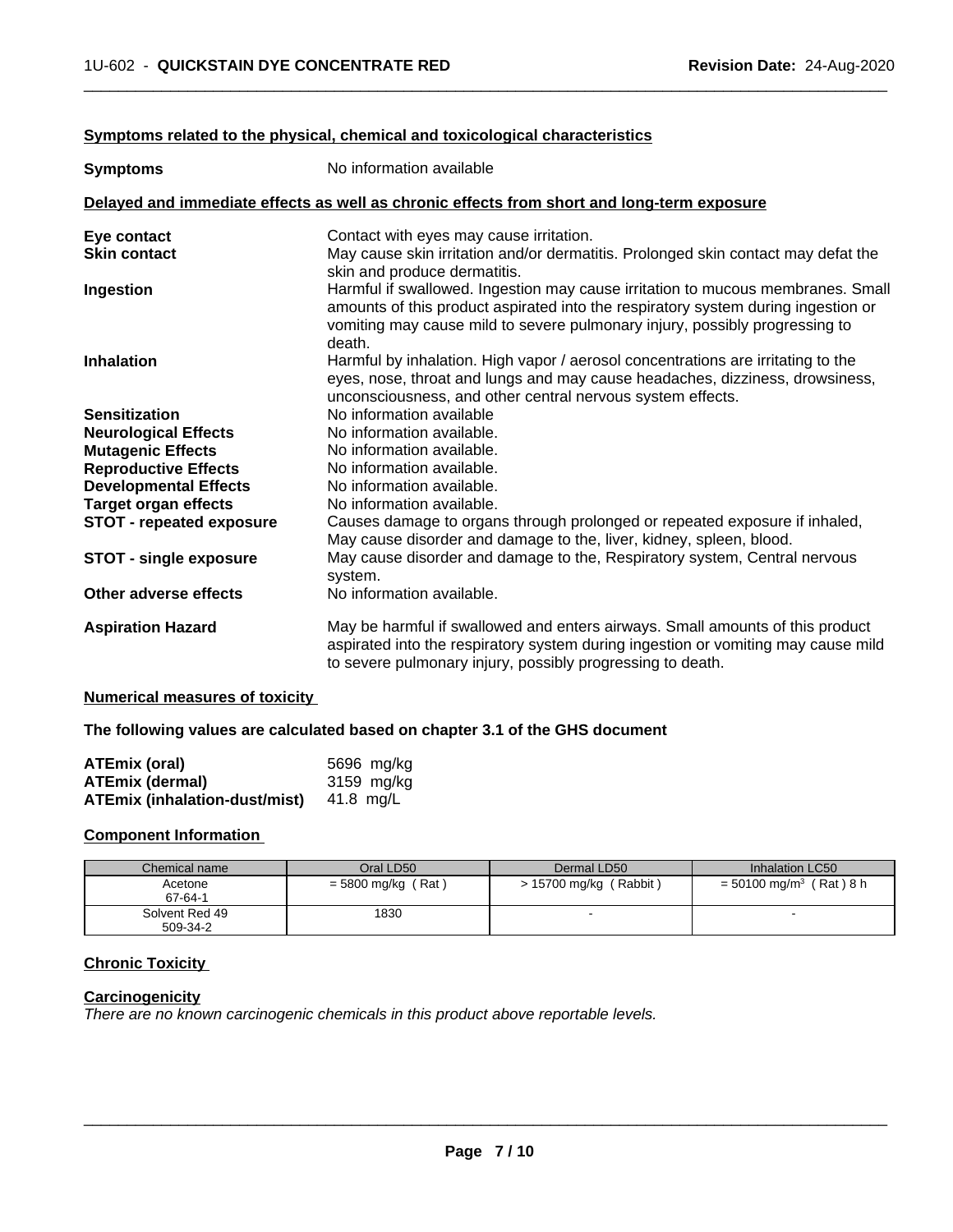### Symptoms related to the physical, chemical and toxicological characteristics

| | |
|---|---|
| **Symptoms** | No information available |

### Delayed and immediate effects as well as chronic effects from short and long-term exposure

| | |
|---|---|
| **Eye contact** | Contact with eyes may cause irritation. |
| **Skin contact** | May cause skin irritation and/or dermatitis. Prolonged skin contact may defat the skin and produce dermatitis. |
| **Ingestion** | Harmful if swallowed. Ingestion may cause irritation to mucous membranes. Small amounts of this product aspirated into the respiratory system during ingestion or vomiting may cause mild to severe pulmonary injury, possibly progressing to death. |
| **Inhalation** | Harmful by inhalation. High vapor / aerosol concentrations are irritating to the eyes, nose, throat and lungs and may cause headaches, dizziness, drowsiness, unconsciousness, and other central nervous system effects. |
| **Sensitization** | No information available |
| **Neurological Effects** | No information available. |
| **Mutagenic Effects** | No information available. |
| **Reproductive Effects** | No information available. |
| **Developmental Effects** | No information available. |
| **Target organ effects** | No information available. |
| **STOT - repeated exposure** | Causes damage to organs through prolonged or repeated exposure if inhaled, May cause disorder and damage to the, liver, kidney, spleen, blood. |
| **STOT - single exposure** | May cause disorder and damage to the, Respiratory system, Central nervous system. |
| **Other adverse effects** | No information available. |
| **Aspiration Hazard** | May be harmful if swallowed and enters airways. Small amounts of this product aspirated into the respiratory system during ingestion or vomiting may cause mild to severe pulmonary injury, possibly progressing to death. |

### Numerical measures of toxicity

**The following values are calculated based on chapter 3.1 of the GHS document**

| | |
|---|---|
| **ATEmix (oral)** | 5696 mg/kg |
| **ATEmix (dermal)** | 3159 mg/kg |
| **ATEmix (inhalation-dust/mist)** | 41.8 mg/L |

### Component Information

| Chemical name | Oral LD50 | Dermal LD50 | Inhalation LC50 |
|---|---|---|---|
| Acetone<br>67-64-1 | = 5800 mg/kg ( Rat ) | > 15700 mg/kg ( Rabbit ) | = 50100 mg/m$^3$ ( Rat ) 8 h |
| Solvent Red 49<br>509-34-2 | 1830 | - | - |

### Chronic Toxicity

#### Carcinogenicity

*There are no known carcinogenic chemicals in this product above reportable levels.*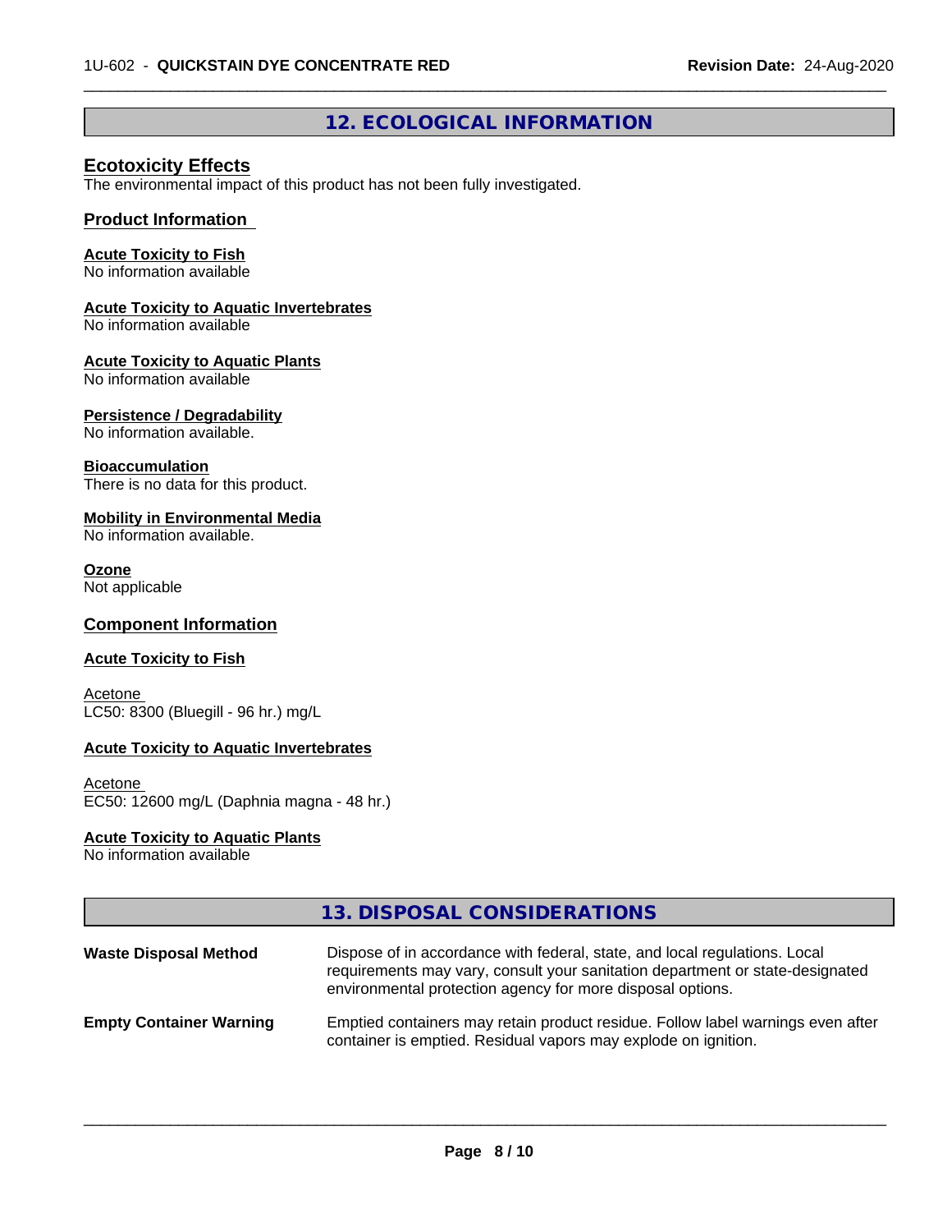## 12. ECOLOGICAL INFORMATION

### Ecotoxicity Effects

The environmental impact of this product has not been fully investigated.

### Product Information

**Acute Toxicity to Fish**
No information available

**Acute Toxicity to Aquatic Invertebrates**
No information available

**Acute Toxicity to Aquatic Plants**
No information available

**Persistence / Degradability**
No information available.

**Bioaccumulation**
There is no data for this product.

**Mobility in Environmental Media**
No information available.

**Ozone**
Not applicable

### Component Information

**Acute Toxicity to Fish**

Acetone
LC50: 8300 (Bluegill - 96 hr.) mg/L

**Acute Toxicity to Aquatic Invertebrates**

Acetone
EC50: 12600 mg/L (Daphnia magna - 48 hr.)

**Acute Toxicity to Aquatic Plants**
No information available

## 13. DISPOSAL CONSIDERATIONS

| | |
|---|---|
| **Waste Disposal Method** | Dispose of in accordance with federal, state, and local regulations. Local requirements may vary, consult your sanitation department or state-designated environmental protection agency for more disposal options. |
| **Empty Container Warning** | Emptied containers may retain product residue. Follow label warnings even after container is emptied. Residual vapors may explode on ignition. |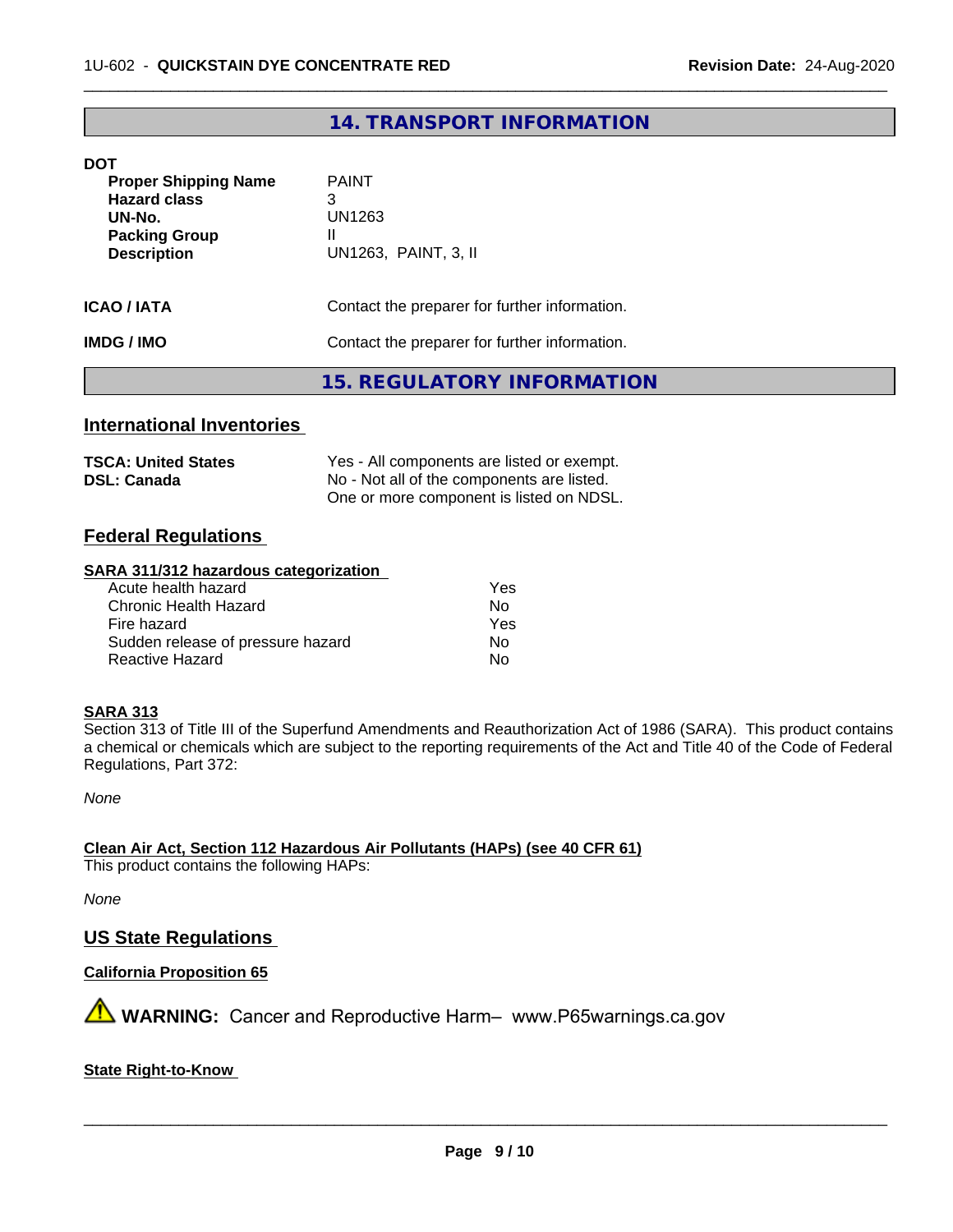## 14. TRANSPORT INFORMATION

**DOT**

| | |
|---|---|
| **Proper Shipping Name** | PAINT |
| **Hazard class** | 3 |
| **UN-No.** | UN1263 |
| **Packing Group** | II |
| **Description** | UN1263, PAINT, 3, II |

**ICAO / IATA** Contact the preparer for further information.

**IMDG / IMO** Contact the preparer for further information.

## 15. REGULATORY INFORMATION

### International Inventories

| | |
|---|---|
| **TSCA: United States** | Yes - All components are listed or exempt. |
| **DSL: Canada** | No - Not all of the components are listed. One or more component is listed on NDSL. |

### Federal Regulations

**SARA 311/312 hazardous categorization**

| | |
|---|---|
| Acute health hazard | Yes |
| Chronic Health Hazard | No |
| Fire hazard | Yes |
| Sudden release of pressure hazard | No |
| Reactive Hazard | No |

**SARA 313**

Section 313 of Title III of the Superfund Amendments and Reauthorization Act of 1986 (SARA). This product contains a chemical or chemicals which are subject to the reporting requirements of the Act and Title 40 of the Code of Federal Regulations, Part 372:

*None*

**Clean Air Act, Section 112 Hazardous Air Pollutants (HAPs) (see 40 CFR 61)**

This product contains the following HAPs:

*None*

### US State Regulations

**California Proposition 65**

⚠ **WARNING:** Cancer and Reproductive Harm– www.P65warnings.ca.gov

**State Right-to-Know**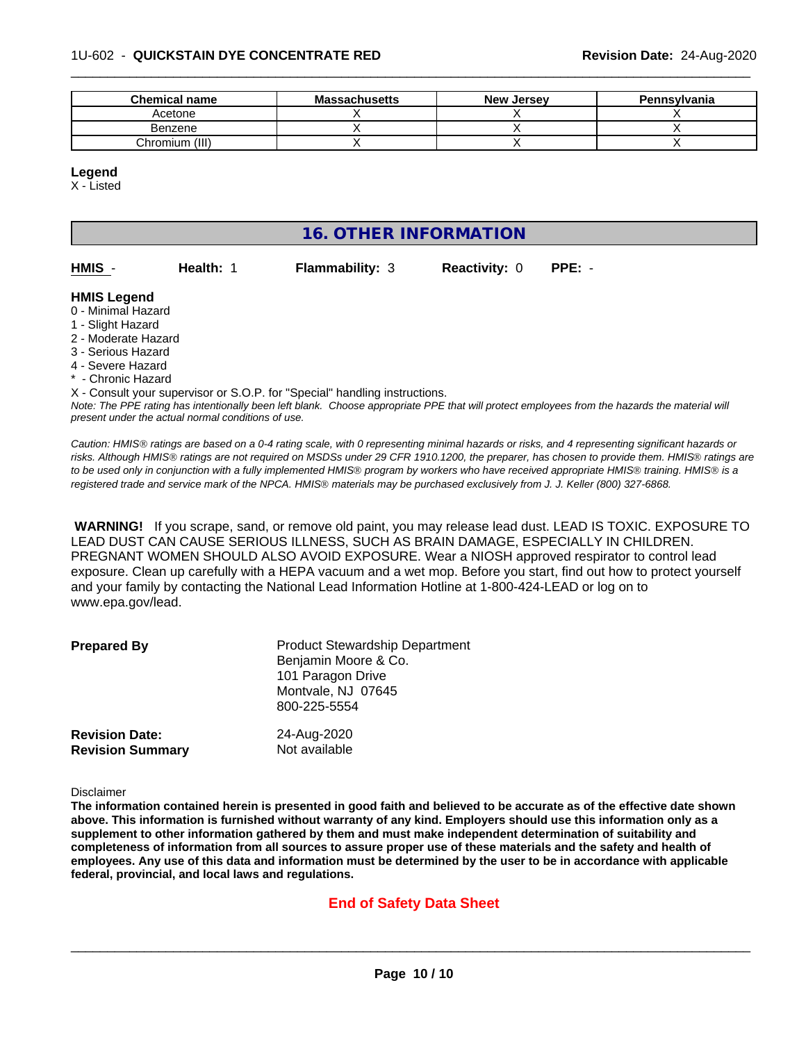| Chemical name | Massachusetts | New Jersey | Pennsylvania |
| --- | --- | --- | --- |
| Acetone | X | X | X |
| Benzene | X | X | X |
| Chromium (III) | X | X | X |

**Legend**
X - Listed

## 16. OTHER INFORMATION

**HMIS** - **Health:** 1 **Flammability:** 3 **Reactivity:** 0 **PPE:** -

**HMIS Legend**
0 - Minimal Hazard
1 - Slight Hazard
2 - Moderate Hazard
3 - Serious Hazard
4 - Severe Hazard
* - Chronic Hazard
X - Consult your supervisor or S.O.P. for "Special" handling instructions.
*Note: The PPE rating has intentionally been left blank. Choose appropriate PPE that will protect employees from the hazards the material will present under the actual normal conditions of use.*

*Caution: HMIS® ratings are based on a 0-4 rating scale, with 0 representing minimal hazards or risks, and 4 representing significant hazards or risks. Although HMIS® ratings are not required on MSDSs under 29 CFR 1910.1200, the preparer, has chosen to provide them. HMIS® ratings are to be used only in conjunction with a fully implemented HMIS® program by workers who have received appropriate HMIS® training. HMIS® is a registered trade and service mark of the NPCA. HMIS® materials may be purchased exclusively from J. J. Keller (800) 327-6868.*

**WARNING!** If you scrape, sand, or remove old paint, you may release lead dust. LEAD IS TOXIC. EXPOSURE TO LEAD DUST CAN CAUSE SERIOUS ILLNESS, SUCH AS BRAIN DAMAGE, ESPECIALLY IN CHILDREN. PREGNANT WOMEN SHOULD ALSO AVOID EXPOSURE. Wear a NIOSH approved respirator to control lead exposure. Clean up carefully with a HEPA vacuum and a wet mop. Before you start, find out how to protect yourself and your family by contacting the National Lead Information Hotline at 1-800-424-LEAD or log on to www.epa.gov/lead.

**Prepared By**
Product Stewardship Department
Benjamin Moore & Co.
101 Paragon Drive
Montvale, NJ 07645
800-225-5554

**Revision Date:** 24-Aug-2020
**Revision Summary** Not available

Disclaimer
**The information contained herein is presented in good faith and believed to be accurate as of the effective date shown above. This information is furnished without warranty of any kind. Employers should use this information only as a supplement to other information gathered by them and must make independent determination of suitability and completeness of information from all sources to assure proper use of these materials and the safety and health of employees. Any use of this data and information must be determined by the user to be in accordance with applicable federal, provincial, and local laws and regulations.**

**End of Safety Data Sheet**